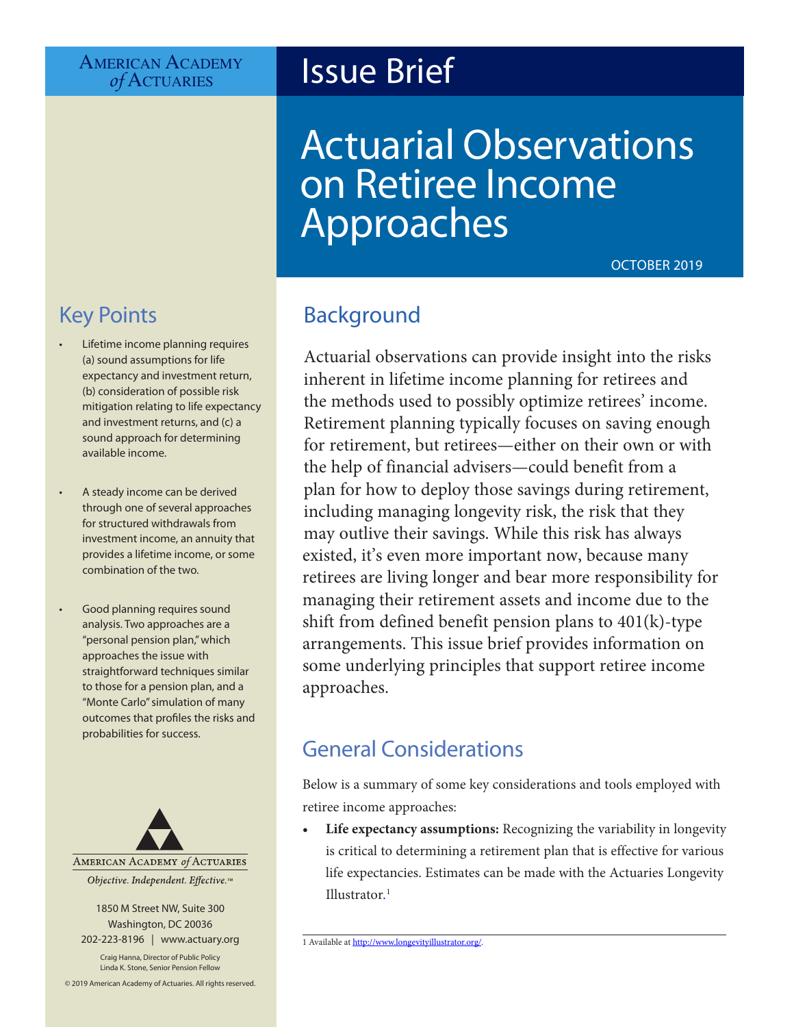American Academy of Actuaries

# Issue Brief

# Actuarial Observations on Retiree Income Approaches

OCTOBER 2019

## Key Points

- Lifetime income planning requires (a) sound assumptions for life expectancy and investment return, (b) consideration of possible risk mitigation relating to life expectancy and investment returns, and (c) a sound approach for determining available income.
- A steady income can be derived through one of several approaches for structured withdrawals from investment income, an annuity that provides a lifetime income, or some combination of the two.
- Good planning requires sound analysis. Two approaches are a "personal pension plan," which approaches the issue with straightforward techniques similar to those for a pension plan, and a "Monte Carlo" simulation of many outcomes that profiles the risks and probabilities for success.

American Academy *of* Actuaries

*Objective. Independent. Effective.™*

1850 M Street NW, Suite 300
Washington, DC 20036
202-223-8196 | www.actuary.org

Craig Hanna, Director of Public Policy
Linda K. Stone, Senior Pension Fellow

© 2019 American Academy of Actuaries. All rights reserved.

## Background

Actuarial observations can provide insight into the risks inherent in lifetime income planning for retirees and the methods used to possibly optimize retirees' income. Retirement planning typically focuses on saving enough for retirement, but retirees—either on their own or with the help of financial advisers—could benefit from a plan for how to deploy those savings during retirement, including managing longevity risk, the risk that they may outlive their savings. While this risk has always existed, it's even more important now, because many retirees are living longer and bear more responsibility for managing their retirement assets and income due to the shift from defined benefit pension plans to 401(k)-type arrangements. This issue brief provides information on some underlying principles that support retiree income approaches.

## General Considerations

Below is a summary of some key considerations and tools employed with retiree income approaches:

- **Life expectancy assumptions:** Recognizing the variability in longevity is critical to determining a retirement plan that is effective for various life expectancies. Estimates can be made with the Actuaries Longevity Illustrator.[1]

---

1 Available at http://www.longevityillustrator.org/.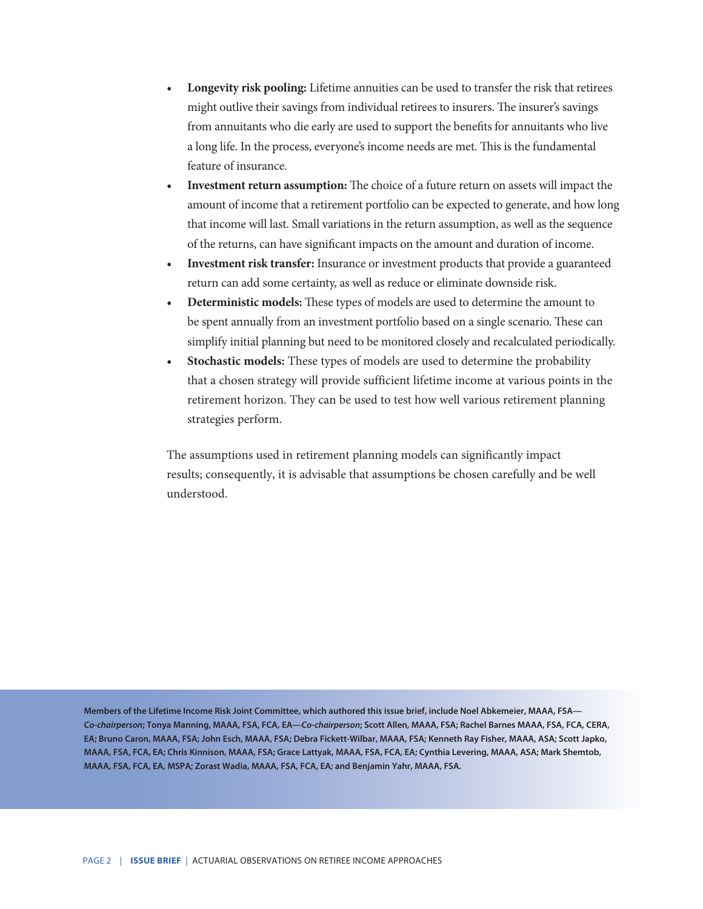- **Longevity risk pooling:** Lifetime annuities can be used to transfer the risk that retirees might outlive their savings from individual retirees to insurers. The insurer's savings from annuitants who die early are used to support the benefits for annuitants who live a long life. In the process, everyone's income needs are met. This is the fundamental feature of insurance.
- **Investment return assumption:** The choice of a future return on assets will impact the amount of income that a retirement portfolio can be expected to generate, and how long that income will last. Small variations in the return assumption, as well as the sequence of the returns, can have significant impacts on the amount and duration of income.
- **Investment risk transfer:** Insurance or investment products that provide a guaranteed return can add some certainty, as well as reduce or eliminate downside risk.
- **Deterministic models:** These types of models are used to determine the amount to be spent annually from an investment portfolio based on a single scenario. These can simplify initial planning but need to be monitored closely and recalculated periodically.
- **Stochastic models:** These types of models are used to determine the probability that a chosen strategy will provide sufficient lifetime income at various points in the retirement horizon. They can be used to test how well various retirement planning strategies perform.

The assumptions used in retirement planning models can significantly impact results; consequently, it is advisable that assumptions be chosen carefully and be well understood.

**Members of the Lifetime Income Risk Joint Committee, which authored this issue brief, include Noel Abkemeier, MAAA, FSA—*Co-chairperson*; Tonya Manning, MAAA, FSA, FCA, EA—*Co-chairperson*; Scott Allen, MAAA, FSA; Rachel Barnes MAAA, FSA, FCA, CERA, EA; Bruno Caron, MAAA, FSA; John Esch, MAAA, FSA; Debra Fickett-Wilbar, MAAA, FSA; Kenneth Ray Fisher, MAAA, ASA; Scott Japko, MAAA, FSA, FCA, EA; Chris Kinnison, MAAA, FSA; Grace Lattyak, MAAA, FSA, FCA, EA; Cynthia Levering, MAAA, ASA; Mark Shemtob, MAAA, FSA, FCA, EA, MSPA; Zorast Wadia, MAAA, FSA, FCA, EA; and Benjamin Yahr, MAAA, FSA.**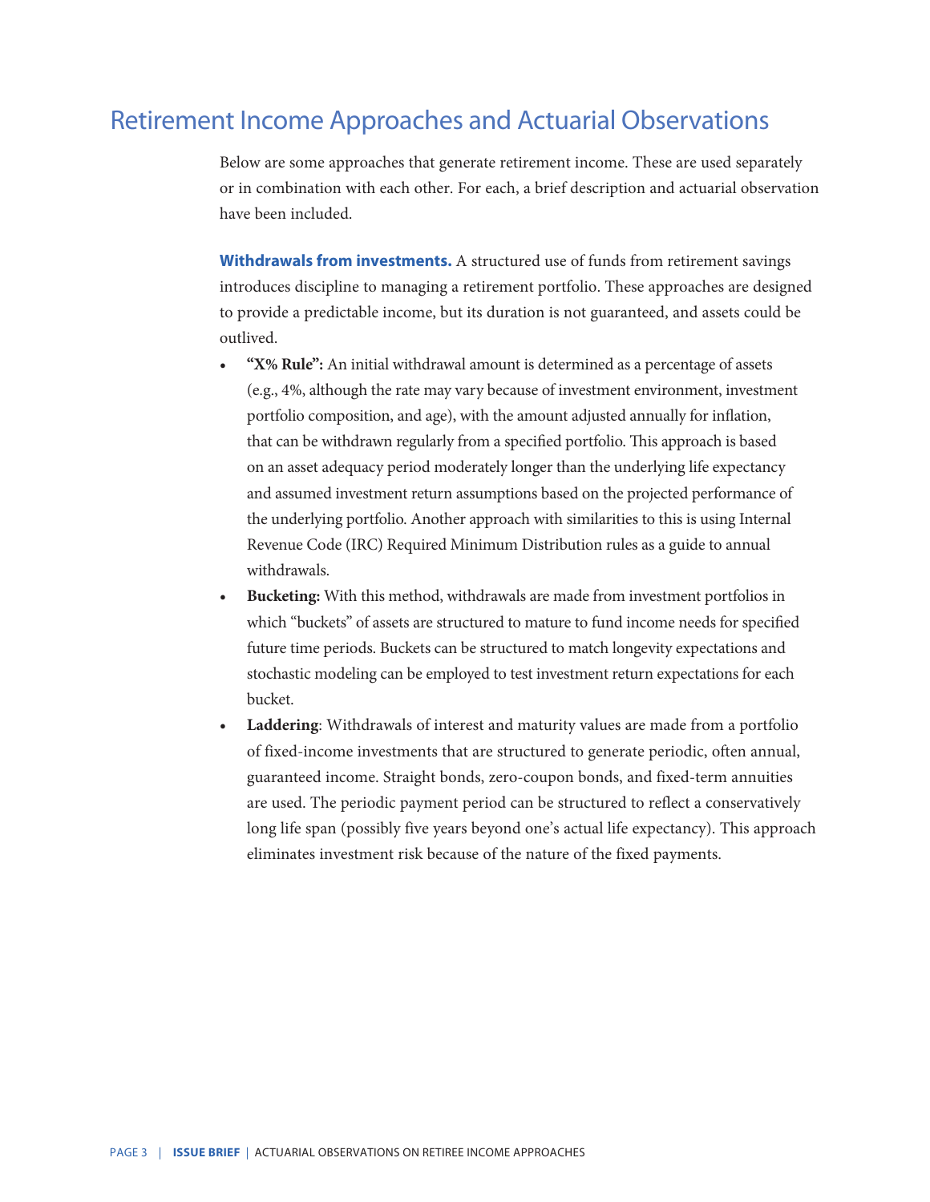## Retirement Income Approaches and Actuarial Observations

Below are some approaches that generate retirement income. These are used separately or in combination with each other. For each, a brief description and actuarial observation have been included.

**Withdrawals from investments.** A structured use of funds from retirement savings introduces discipline to managing a retirement portfolio. These approaches are designed to provide a predictable income, but its duration is not guaranteed, and assets could be outlived.

- **"X% Rule":** An initial withdrawal amount is determined as a percentage of assets (e.g., 4%, although the rate may vary because of investment environment, investment portfolio composition, and age), with the amount adjusted annually for inflation, that can be withdrawn regularly from a specified portfolio. This approach is based on an asset adequacy period moderately longer than the underlying life expectancy and assumed investment return assumptions based on the projected performance of the underlying portfolio. Another approach with similarities to this is using Internal Revenue Code (IRC) Required Minimum Distribution rules as a guide to annual withdrawals.
- **Bucketing:** With this method, withdrawals are made from investment portfolios in which "buckets" of assets are structured to mature to fund income needs for specified future time periods. Buckets can be structured to match longevity expectations and stochastic modeling can be employed to test investment return expectations for each bucket.
- **Laddering**: Withdrawals of interest and maturity values are made from a portfolio of fixed-income investments that are structured to generate periodic, often annual, guaranteed income. Straight bonds, zero-coupon bonds, and fixed-term annuities are used. The periodic payment period can be structured to reflect a conservatively long life span (possibly five years beyond one's actual life expectancy). This approach eliminates investment risk because of the nature of the fixed payments.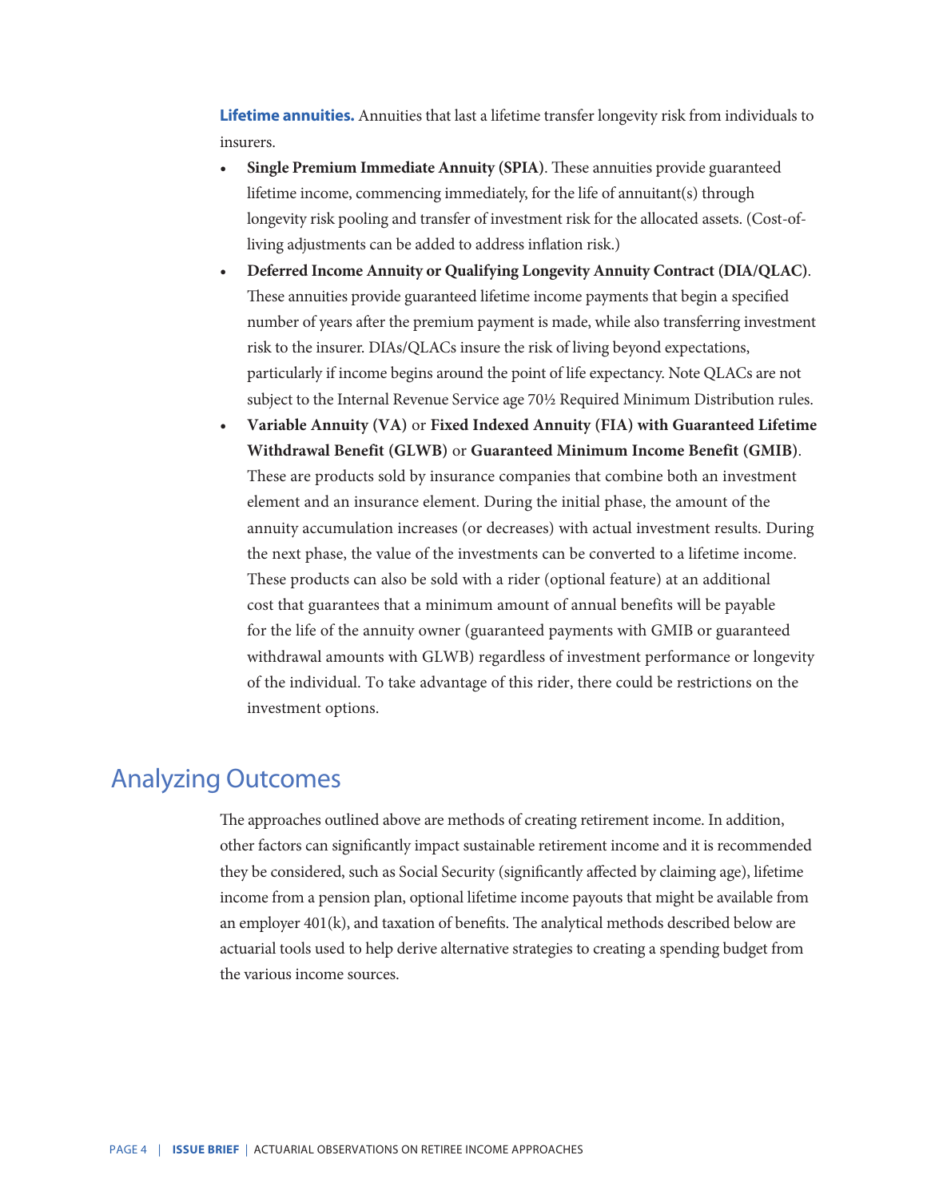**Lifetime annuities.** Annuities that last a lifetime transfer longevity risk from individuals to insurers.

- **Single Premium Immediate Annuity (SPIA)**. These annuities provide guaranteed lifetime income, commencing immediately, for the life of annuitant(s) through longevity risk pooling and transfer of investment risk for the allocated assets. (Cost-of-living adjustments can be added to address inflation risk.)
- **Deferred Income Annuity or Qualifying Longevity Annuity Contract (DIA/QLAC)**. These annuities provide guaranteed lifetime income payments that begin a specified number of years after the premium payment is made, while also transferring investment risk to the insurer. DIAs/QLACs insure the risk of living beyond expectations, particularly if income begins around the point of life expectancy. Note QLACs are not subject to the Internal Revenue Service age 70½ Required Minimum Distribution rules.
- **Variable Annuity (VA)** or **Fixed Indexed Annuity (FIA) with Guaranteed Lifetime Withdrawal Benefit (GLWB)** or **Guaranteed Minimum Income Benefit (GMIB)**. These are products sold by insurance companies that combine both an investment element and an insurance element. During the initial phase, the amount of the annuity accumulation increases (or decreases) with actual investment results. During the next phase, the value of the investments can be converted to a lifetime income. These products can also be sold with a rider (optional feature) at an additional cost that guarantees that a minimum amount of annual benefits will be payable for the life of the annuity owner (guaranteed payments with GMIB or guaranteed withdrawal amounts with GLWB) regardless of investment performance or longevity of the individual. To take advantage of this rider, there could be restrictions on the investment options.

## Analyzing Outcomes

The approaches outlined above are methods of creating retirement income. In addition, other factors can significantly impact sustainable retirement income and it is recommended they be considered, such as Social Security (significantly affected by claiming age), lifetime income from a pension plan, optional lifetime income payouts that might be available from an employer 401(k), and taxation of benefits. The analytical methods described below are actuarial tools used to help derive alternative strategies to creating a spending budget from the various income sources.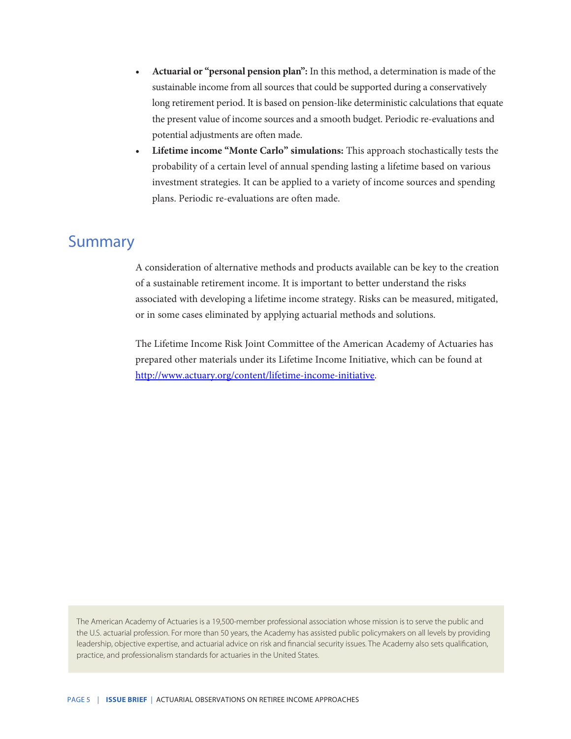- **Actuarial or "personal pension plan":** In this method, a determination is made of the sustainable income from all sources that could be supported during a conservatively long retirement period. It is based on pension-like deterministic calculations that equate the present value of income sources and a smooth budget. Periodic re-evaluations and potential adjustments are often made.
- **Lifetime income "Monte Carlo" simulations:** This approach stochastically tests the probability of a certain level of annual spending lasting a lifetime based on various investment strategies. It can be applied to a variety of income sources and spending plans. Periodic re-evaluations are often made.

## Summary

A consideration of alternative methods and products available can be key to the creation of a sustainable retirement income. It is important to better understand the risks associated with developing a lifetime income strategy. Risks can be measured, mitigated, or in some cases eliminated by applying actuarial methods and solutions.

The Lifetime Income Risk Joint Committee of the American Academy of Actuaries has prepared other materials under its Lifetime Income Initiative, which can be found at [http://www.actuary.org/content/lifetime-income-initiative](http://www.actuary.org/content/lifetime-income-initiative).

The American Academy of Actuaries is a 19,500-member professional association whose mission is to serve the public and the U.S. actuarial profession. For more than 50 years, the Academy has assisted public policymakers on all levels by providing leadership, objective expertise, and actuarial advice on risk and financial security issues. The Academy also sets qualification, practice, and professionalism standards for actuaries in the United States.